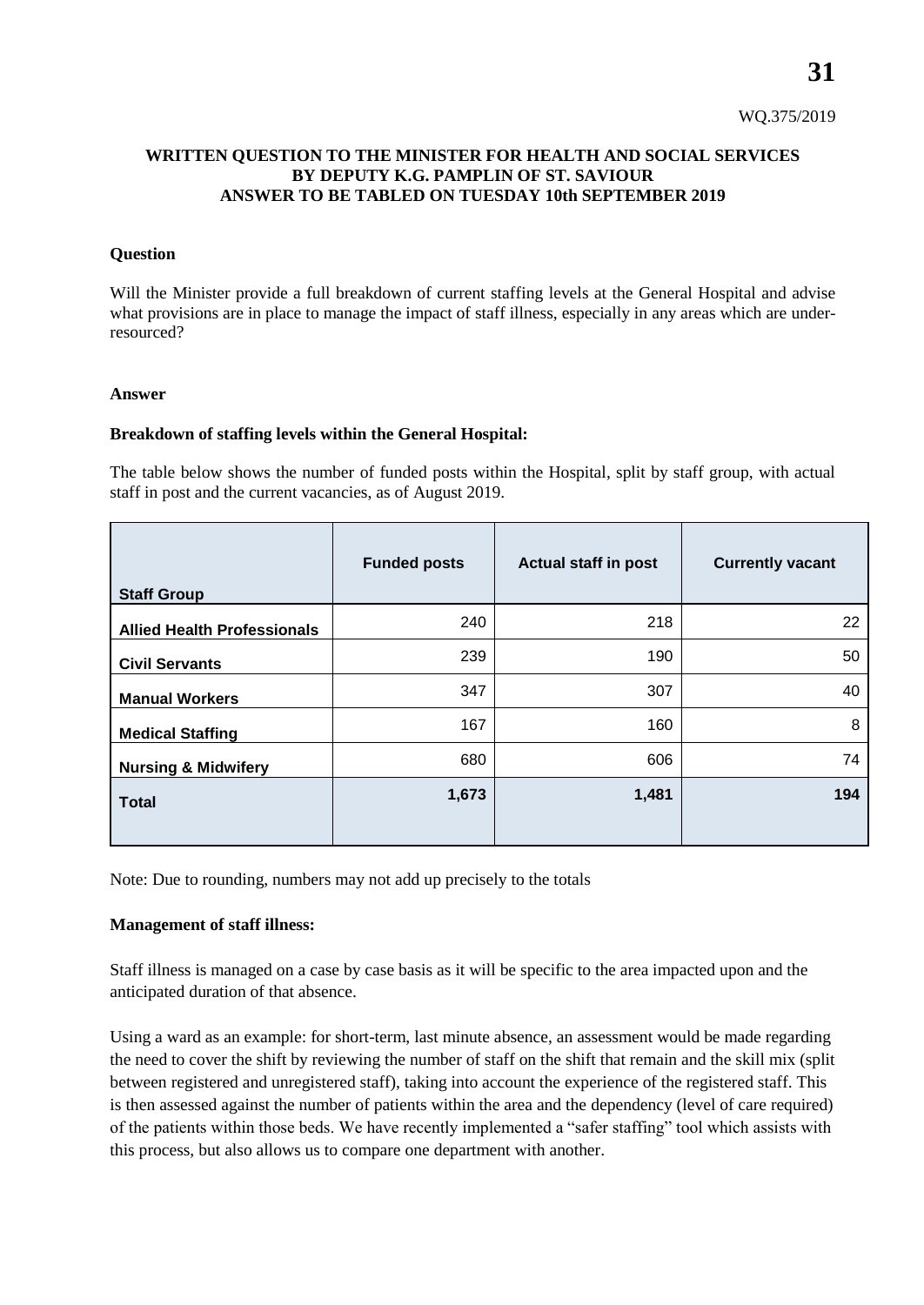WQ.375/2019

**WRITTEN QUESTION TO THE MINISTER FOR HEALTH AND SOCIAL SERVICES BY DEPUTY K.G. PAMPLIN OF ST. SAVIOUR ANSWER TO BE TABLED ON TUESDAY 10th SEPTEMBER 2019**

**Question**

Will the Minister provide a full breakdown of current staffing levels at the General Hospital and advise what provisions are in place to manage the impact of staff illness, especially in any areas which are under-resourced?

**Answer**

**Breakdown of staffing levels within the General Hospital:**

The table below shows the number of funded posts within the Hospital, split by staff group, with actual staff in post and the current vacancies, as of August 2019.

| Staff Group | Funded posts | Actual staff in post | Currently vacant |
|---|---|---|---|
| Allied Health Professionals | 240 | 218 | 22 |
| Civil Servants | 239 | 190 | 50 |
| Manual Workers | 347 | 307 | 40 |
| Medical Staffing | 167 | 160 | 8 |
| Nursing & Midwifery | 680 | 606 | 74 |
| **Total** | **1,673** | **1,481** | **194** |

Note: Due to rounding, numbers may not add up precisely to the totals

**Management of staff illness:**

Staff illness is managed on a case by case basis as it will be specific to the area impacted upon and the anticipated duration of that absence.

Using a ward as an example: for short-term, last minute absence, an assessment would be made regarding the need to cover the shift by reviewing the number of staff on the shift that remain and the skill mix (split between registered and unregistered staff), taking into account the experience of the registered staff. This is then assessed against the number of patients within the area and the dependency (level of care required) of the patients within those beds. We have recently implemented a "safer staffing" tool which assists with this process, but also allows us to compare one department with another.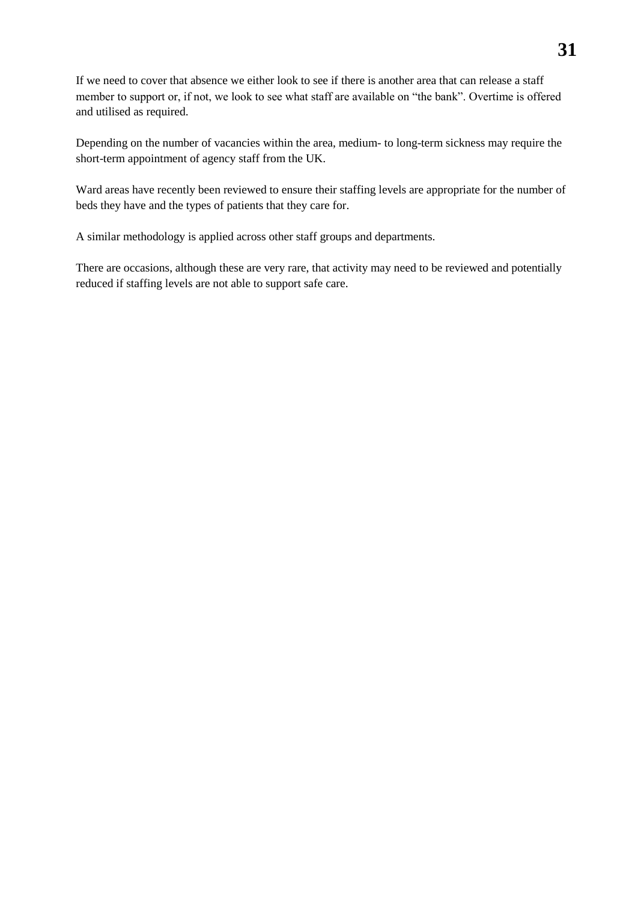If we need to cover that absence we either look to see if there is another area that can release a staff member to support or, if not, we look to see what staff are available on "the bank". Overtime is offered and utilised as required.

Depending on the number of vacancies within the area, medium- to long-term sickness may require the short-term appointment of agency staff from the UK.

Ward areas have recently been reviewed to ensure their staffing levels are appropriate for the number of beds they have and the types of patients that they care for.

A similar methodology is applied across other staff groups and departments.

There are occasions, although these are very rare, that activity may need to be reviewed and potentially reduced if staffing levels are not able to support safe care.